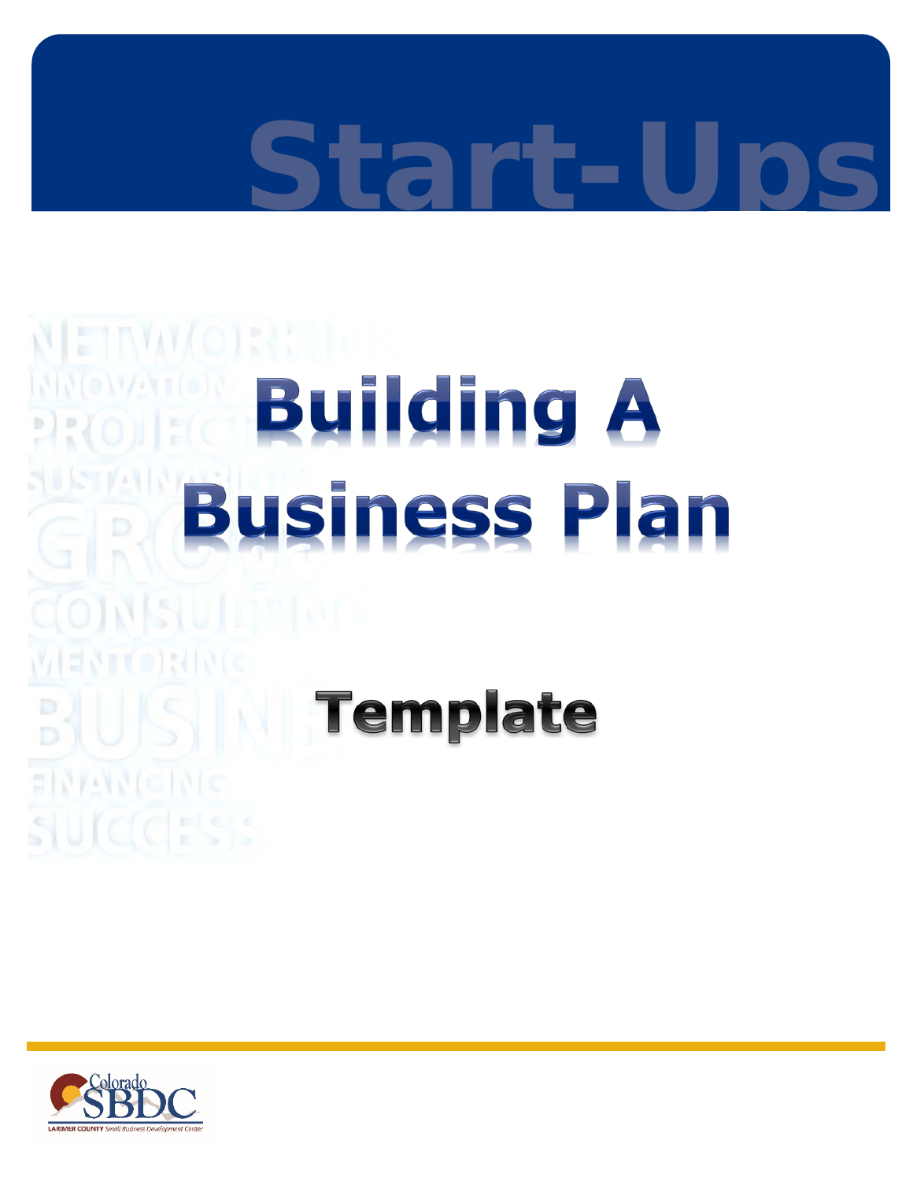# Start-Ups

# Building A Business Plan

## Template

Colorado SBDC

LARIMER COUNTY Small Business Development Center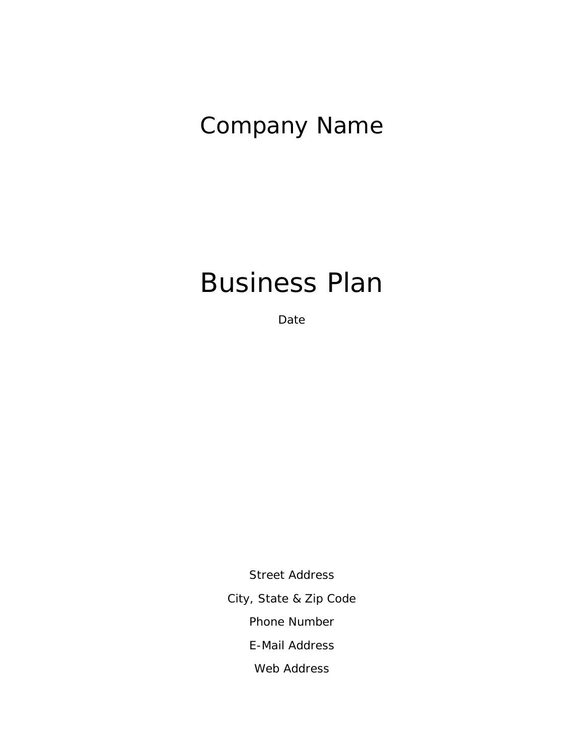# Company Name

# Business Plan

Date

Street Address

City, State & Zip Code

Phone Number

E-Mail Address

Web Address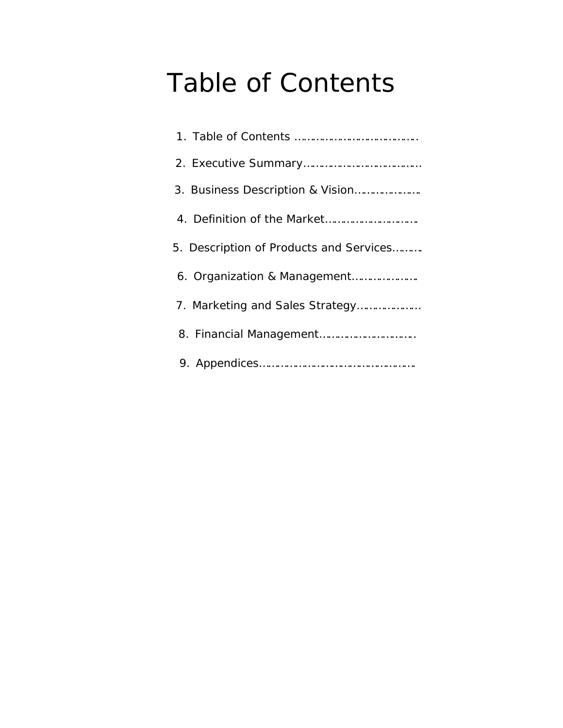# Table of Contents

1. Table of Contents ………………………………………
2. Executive Summary………………………………………
3. Business Description & Vision…………………….
4. Definition of the Market…………………………….
5. Description of Products and Services……….
6. Organization & Management…………………….
7. Marketing and Sales Strategy…………………..
8. Financial Management……………………………….
9. Appendices…………………………………………………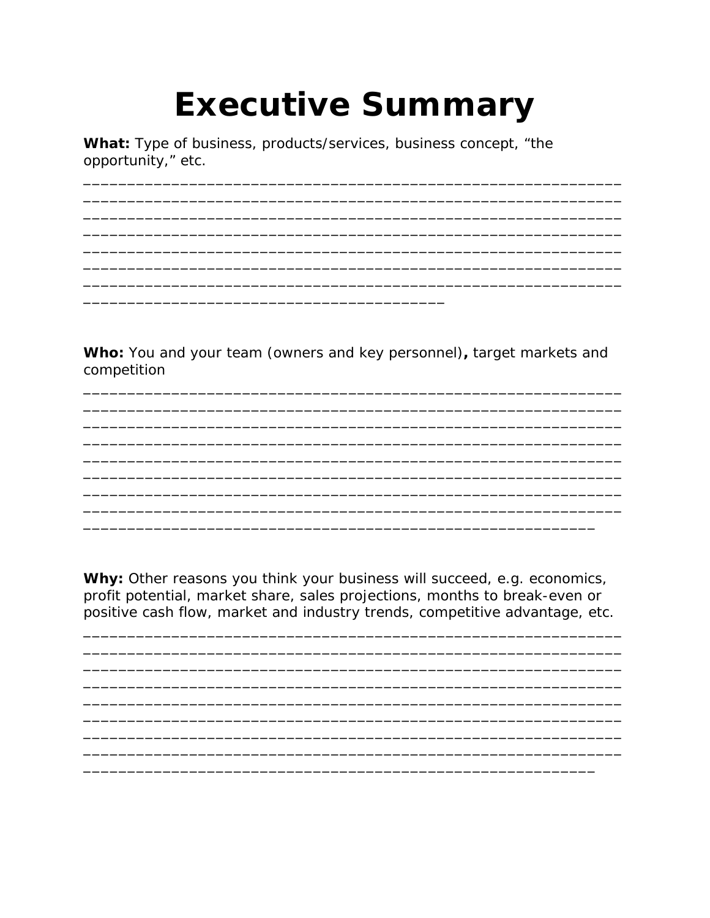# Executive Summary

**What:** Type of business, products/services, business concept, "the opportunity," etc.

______________________________________________________________
______________________________________________________________
______________________________________________________________
______________________________________________________________
______________________________________________________________
______________________________________________________________
______________________________________________________________
__________________________________________

**Who:** You and your team (owners and key personnel)**,** target markets and competition

______________________________________________________________
______________________________________________________________
______________________________________________________________
______________________________________________________________
______________________________________________________________
______________________________________________________________
______________________________________________________________
______________________________________________________________
___________________________________________________________

**Why:** Other reasons you think your business will succeed, e.g. economics, profit potential, market share, sales projections, months to break-even or positive cash flow, market and industry trends, competitive advantage, etc.

______________________________________________________________
______________________________________________________________
______________________________________________________________
______________________________________________________________
______________________________________________________________
______________________________________________________________
______________________________________________________________
______________________________________________________________
___________________________________________________________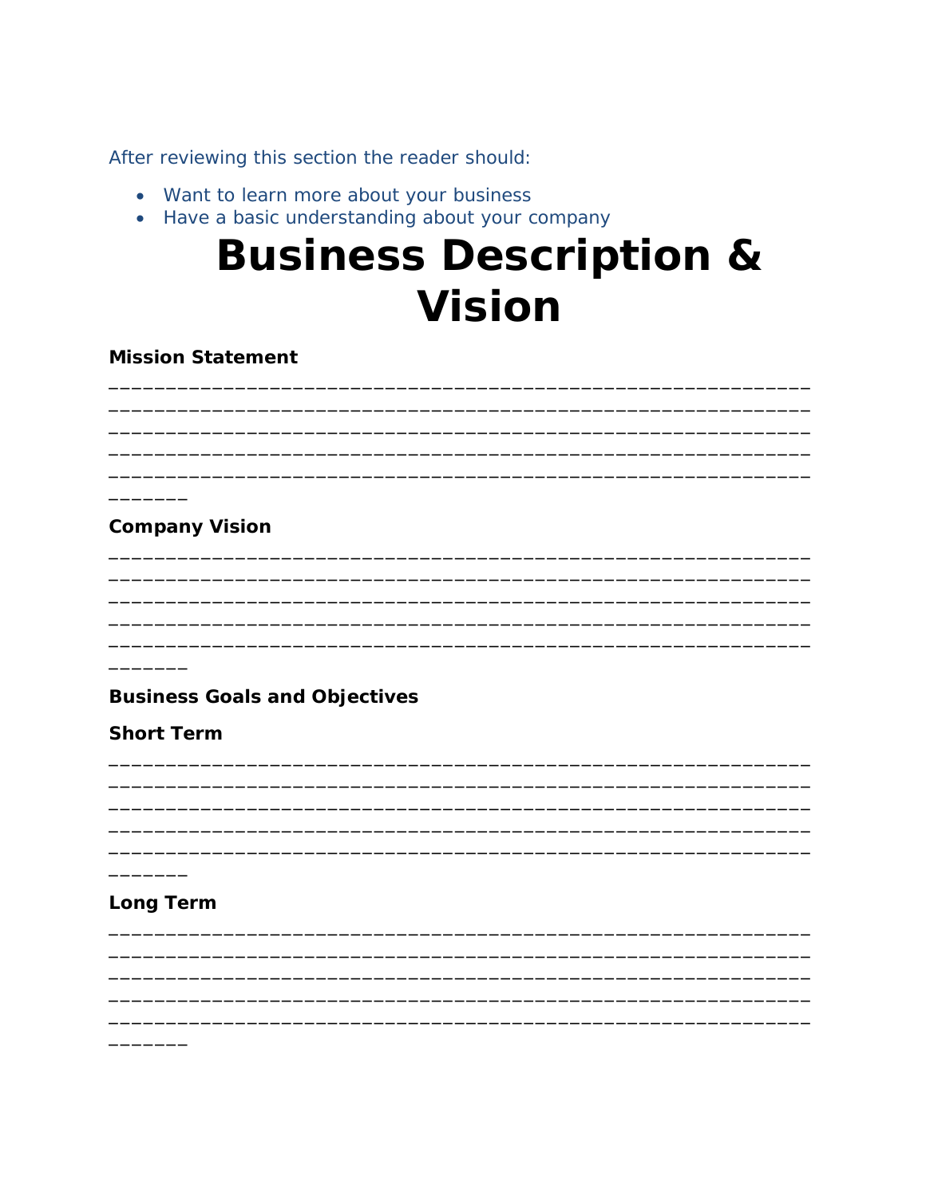After reviewing this section the reader should:

- Want to learn more about your business
- Have a basic understanding about your company

# Business Description & Vision

**Mission Statement**

_______________________________________________________________
_______________________________________________________________
_______________________________________________________________
_______________________________________________________________
_______________________________________________________________
_______

**Company Vision**

_______________________________________________________________
_______________________________________________________________
_______________________________________________________________
_______________________________________________________________
_______________________________________________________________
_______

**Business Goals and Objectives**

**Short Term**

_______________________________________________________________
_______________________________________________________________
_______________________________________________________________
_______________________________________________________________
_______________________________________________________________
_______

**Long Term**

_______________________________________________________________
_______________________________________________________________
_______________________________________________________________
_______________________________________________________________
_______________________________________________________________
_______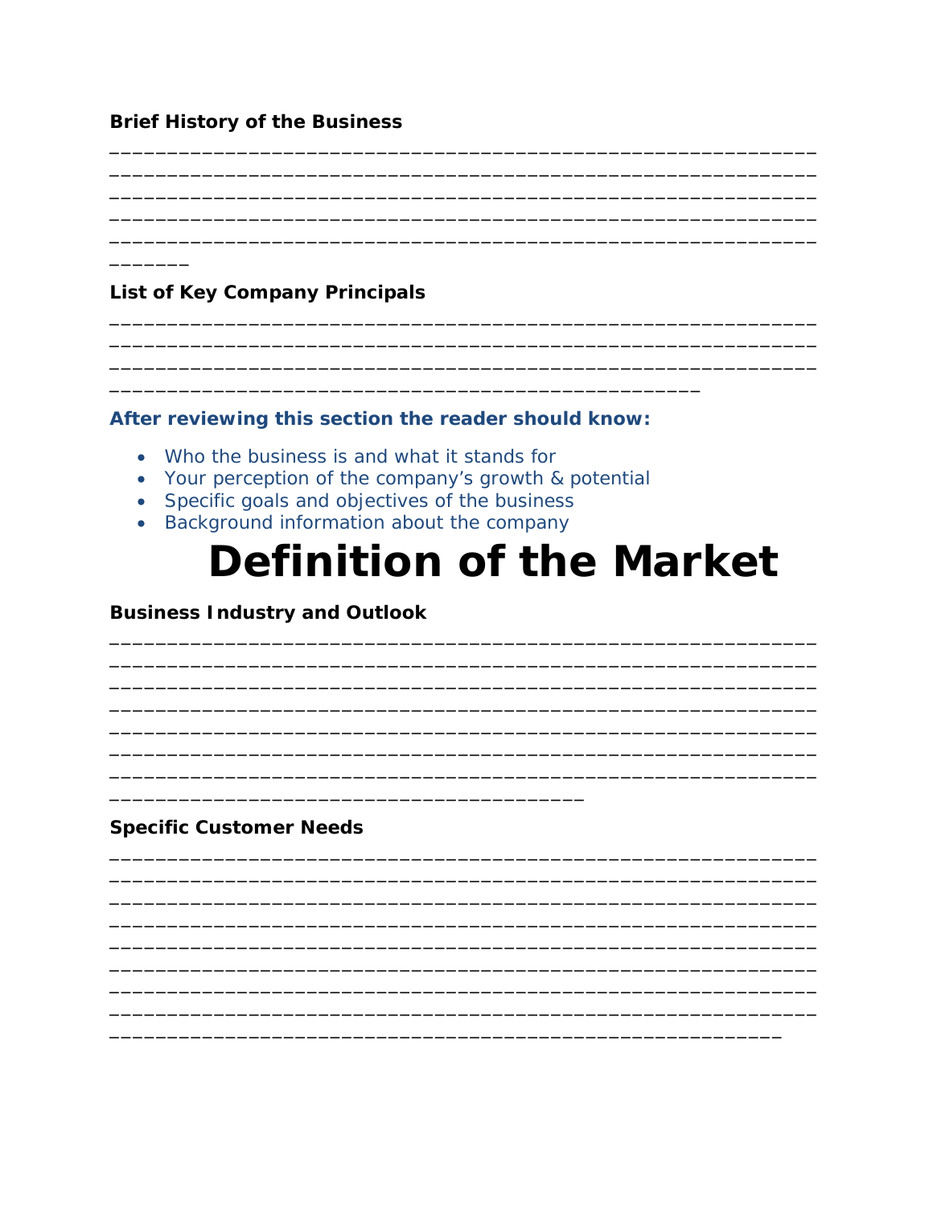**Brief History of the Business**

______________________________________________________________
______________________________________________________________
______________________________________________________________
______________________________________________________________
______________________________________________________________
_______

**List of Key Company Principals**

______________________________________________________________
______________________________________________________________
______________________________________________________________
____________________________________________________

**After reviewing this section the reader should know:**

- Who the business is and what it stands for
- Your perception of the company's growth & potential
- Specific goals and objectives of the business
- Background information about the company

# Definition of the Market

**Business Industry and Outlook**

______________________________________________________________
______________________________________________________________
______________________________________________________________
______________________________________________________________
______________________________________________________________
______________________________________________________________
______________________________________________________________
__________________________________________

**Specific Customer Needs**

______________________________________________________________
______________________________________________________________
______________________________________________________________
______________________________________________________________
______________________________________________________________
______________________________________________________________
______________________________________________________________
______________________________________________________________
___________________________________________________________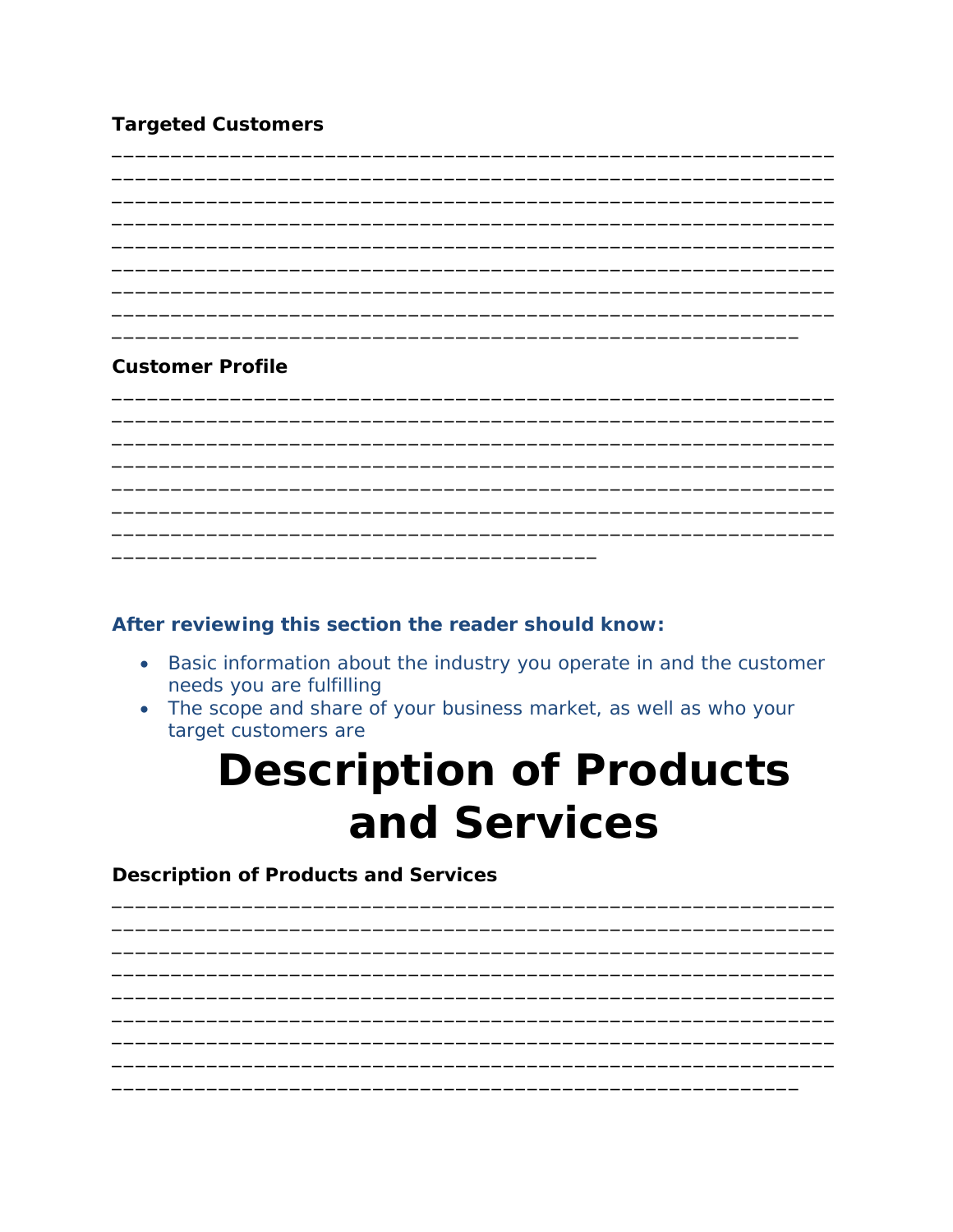**Targeted Customers**

_______________________________________________________________
_______________________________________________________________
_______________________________________________________________
_______________________________________________________________
_______________________________________________________________
_______________________________________________________________
_______________________________________________________________
_______________________________________________________________
____________________________________________________________

**Customer Profile**

_______________________________________________________________
_______________________________________________________________
_______________________________________________________________
_______________________________________________________________
_______________________________________________________________
_______________________________________________________________
_______________________________________________________________
__________________________________________

**After reviewing this section the reader should know:**

- Basic information about the industry you operate in and the customer needs you are fulfilling
- The scope and share of your business market, as well as who your target customers are

# Description of Products and Services

**Description of Products and Services**

_______________________________________________________________
_______________________________________________________________
_______________________________________________________________
_______________________________________________________________
_______________________________________________________________
_______________________________________________________________
_______________________________________________________________
_______________________________________________________________
____________________________________________________________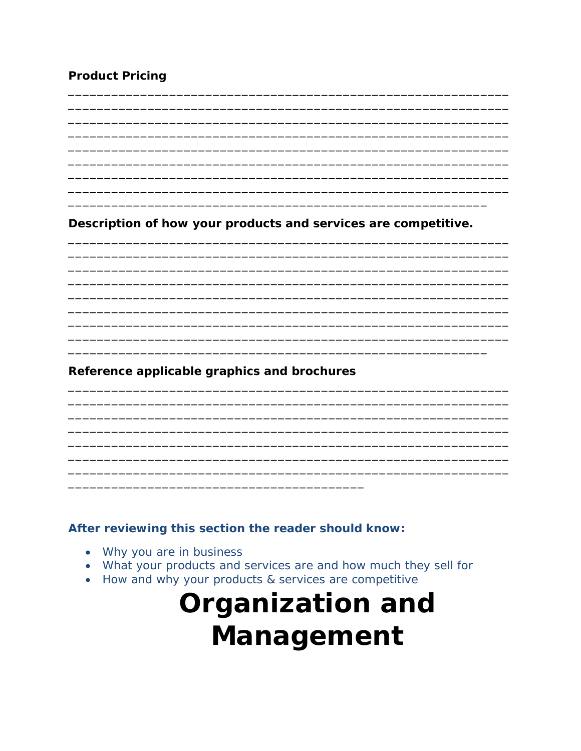**Product Pricing**

_____________________________________________________________
_____________________________________________________________
_____________________________________________________________
_____________________________________________________________
_____________________________________________________________
_____________________________________________________________
_____________________________________________________________
_____________________________________________________________
__________________________________________________________

**Description of how your products and services are competitive.**

_____________________________________________________________
_____________________________________________________________
_____________________________________________________________
_____________________________________________________________
_____________________________________________________________
_____________________________________________________________
_____________________________________________________________
_____________________________________________________________
__________________________________________________________

**Reference applicable graphics and brochures**

_____________________________________________________________
_____________________________________________________________
_____________________________________________________________
_____________________________________________________________
_____________________________________________________________
_____________________________________________________________
_____________________________________________________________
_________________________________________

**After reviewing this section the reader should know:**

- Why you are in business
- What your products and services are and how much they sell for
- How and why your products & services are competitive

# Organization and Management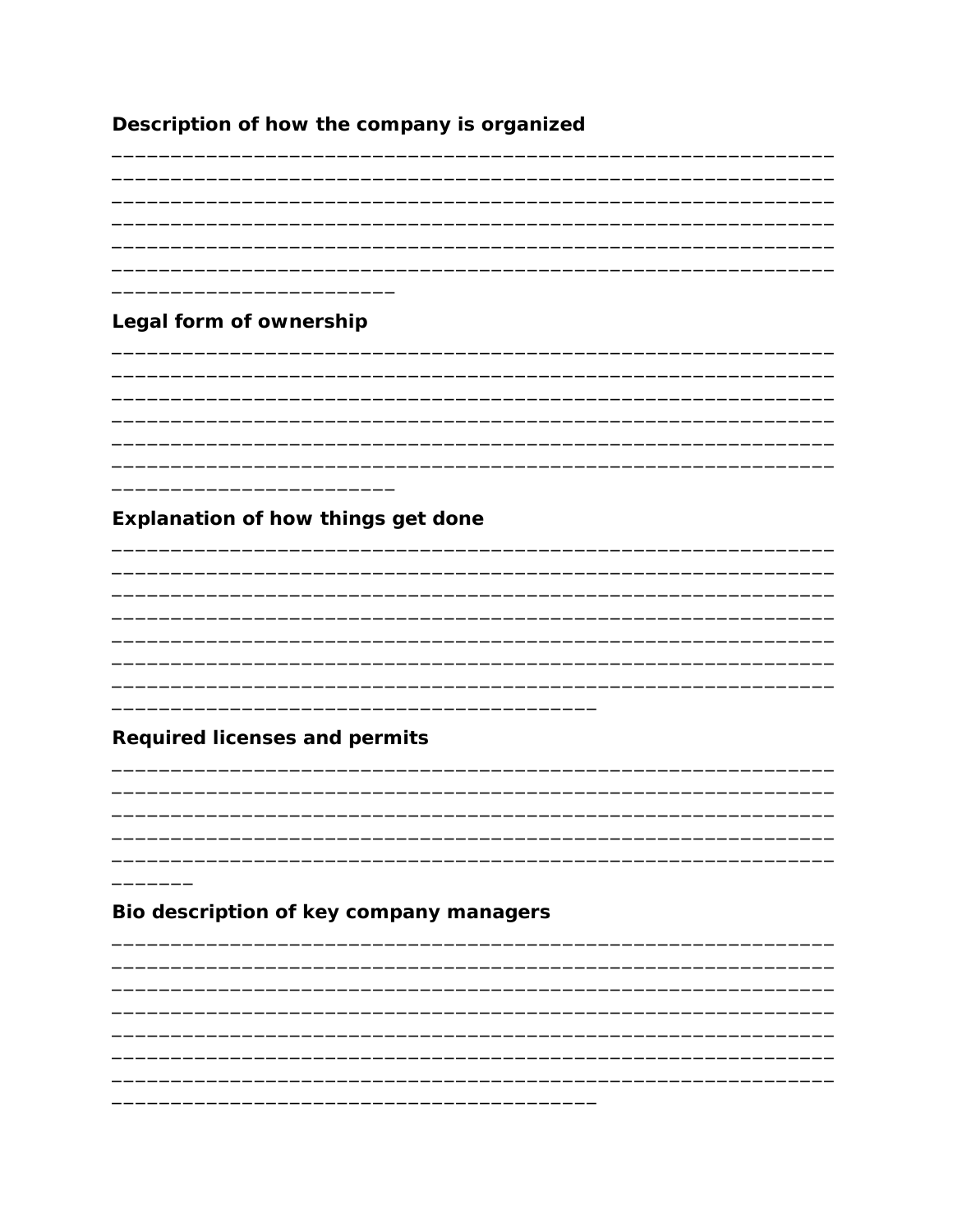**Description of how the company is organized**

\_\_\_\_\_\_\_\_\_\_\_\_\_\_\_\_\_\_\_\_\_\_\_\_\_\_\_\_\_\_\_\_\_\_\_\_\_\_\_\_\_\_\_\_\_\_\_\_\_\_\_\_\_\_\_\_\_\_\_\_\_\_\_\_\_\_\_\_\_\_\_\_\_\_\_\_\_\_\_\_\_\_\_\_\_\_\_\_\_\_\_\_\_\_\_\_\_\_\_\_\_\_\_\_\_\_\_\_\_\_\_\_\_\_\_\_\_\_\_\_\_\_\_\_\_\_\_\_\_\_\_\_\_\_\_\_\_\_\_\_\_\_\_\_\_\_\_\_\_\_\_\_\_\_\_\_\_\_\_\_\_\_\_\_\_\_\_\_\_\_\_\_\_\_\_\_\_\_\_\_\_\_\_\_\_\_\_\_\_\_\_\_\_\_\_\_\_\_\_\_\_\_\_\_\_\_\_\_\_\_\_\_\_\_\_\_\_\_\_\_\_\_\_\_\_\_\_\_\_\_\_\_\_\_\_\_\_\_\_\_\_\_\_\_\_\_\_\_\_\_\_\_\_\_\_\_\_\_\_\_\_\_\_\_\_\_\_\_\_\_\_\_\_\_\_\_\_\_\_\_\_\_\_\_\_\_\_\_\_\_\_\_\_\_\_\_\_\_\_\_\_\_\_\_\_\_\_\_\_\_\_\_\_\_\_\_\_\_\_\_\_\_\_\_\_\_\_\_\_\_\_\_\_\_\_\_\_\_\_\_\_\_\_\_\_\_\_\_\_\_\_\_\_\_\_\_\_\_\_\_\_\_\_\_\_\_\_\_\_\_\_\_\_\_\_\_\_\_\_\_\_\_\_\_\_\_\_\_\_\_\_\_\_\_\_\_\_\_\_\_\_\_\_\_\_\_\_\_\_\_\_\_\_\_\_\_\_\_\_\_\_\_\_\_\_\_\_\_\_\_\_\_\_\_\_\_\_\_\_\_\_\_\_\_\_\_\_\_\_\_\_\_\_\_\_\_\_\_\_\_\_\_\_\_\_\_\_\_\_\_\_\_\_\_\_\_\_\_\_\_\_\_\_\_\_\_\_\_\_\_\_\_\_\_\_\_\_\_\_\_\_\_\_\_\_\_\_\_\_\_\_\_\_\_\_\_\_\_\_\_\_\_\_\_\_\_\_\_\_\_\_\_\_\_\_\_\_\_\_\_\_\_\_\_\_\_\_\_\_\_\_\_\_\_

**Legal form of ownership**

\_\_\_\_\_\_\_\_\_\_\_\_\_\_\_\_\_\_\_\_\_\_\_\_\_\_\_\_\_\_\_\_\_\_\_\_\_\_\_\_\_\_\_\_\_\_\_\_\_\_\_\_\_\_\_\_\_\_\_\_\_\_\_\_\_\_\_\_\_\_\_\_\_\_\_\_\_\_\_\_\_\_\_\_\_\_\_\_\_\_\_\_\_\_\_\_\_\_\_\_\_\_\_\_\_\_\_\_\_\_\_\_\_\_\_\_\_\_\_\_\_\_\_\_\_\_\_\_\_\_\_\_\_\_\_\_\_\_\_\_\_\_\_\_\_\_\_\_\_\_\_\_\_\_\_\_\_\_\_\_\_\_\_\_\_\_\_\_\_\_\_\_\_\_\_\_\_\_\_\_\_\_\_\_\_\_\_\_\_\_\_\_\_\_\_\_\_\_\_\_\_\_\_\_\_\_\_\_\_\_\_\_\_\_\_\_\_\_\_\_\_\_\_\_\_\_\_\_\_\_\_\_\_\_\_\_\_\_\_\_\_\_\_\_\_\_\_\_\_\_\_\_\_\_\_\_\_\_\_\_\_\_\_\_\_\_\_\_\_\_\_\_\_\_\_\_\_\_\_\_\_\_\_\_\_\_\_\_\_\_\_\_\_\_\_\_\_\_\_\_\_\_\_\_\_\_\_\_\_\_\_\_\_\_\_\_\_\_\_\_\_\_\_\_\_\_\_\_\_\_\_\_\_\_\_\_\_\_\_\_\_\_\_\_\_\_\_\_\_\_\_\_\_\_\_\_\_\_\_\_\_\_\_\_\_\_\_\_\_\_\_\_\_\_\_\_\_\_\_\_\_\_\_\_\_\_\_\_\_\_\_\_\_\_\_\_\_\_\_\_\_\_\_\_\_\_\_\_\_\_\_\_\_\_\_\_\_\_\_\_\_\_\_\_\_\_\_\_\_\_\_\_\_\_\_\_\_\_\_\_\_\_\_\_\_\_\_\_\_\_\_\_\_\_\_\_\_\_\_\_\_\_\_\_\_\_\_\_\_\_\_\_\_\_\_\_\_\_\_\_\_\_\_\_\_\_\_\_\_\_\_\_\_\_\_\_\_\_\_\_\_\_\_\_\_\_\_\_\_\_\_\_\_\_\_\_\_\_\_\_\_\_\_\_\_\_\_\_\_\_\_\_\_\_

**Explanation of how things get done**

\_\_\_\_\_\_\_\_\_\_\_\_\_\_\_\_\_\_\_\_\_\_\_\_\_\_\_\_\_\_\_\_\_\_\_\_\_\_\_\_\_\_\_\_\_\_\_\_\_\_\_\_\_\_\_\_\_\_\_\_\_\_\_\_\_\_\_\_\_\_\_\_\_\_\_\_\_\_\_\_\_\_\_\_\_\_\_\_\_\_\_\_\_\_\_\_\_\_\_\_\_\_\_\_\_\_\_\_\_\_\_\_\_\_\_\_\_\_\_\_\_\_\_\_\_\_\_\_\_\_\_\_\_\_\_\_\_\_\_\_\_\_\_\_\_\_\_\_\_\_\_\_\_\_\_\_\_\_\_\_\_\_\_\_\_\_\_\_\_\_\_\_\_\_\_\_\_\_\_\_\_\_\_\_\_\_\_\_\_\_\_\_\_\_\_\_\_\_\_\_\_\_\_\_\_\_\_\_\_\_\_\_\_\_\_\_\_\_\_\_\_\_\_\_\_\_\_\_\_\_\_\_\_\_\_\_\_\_\_\_\_\_\_\_\_\_\_\_\_\_\_\_\_\_\_\_\_\_\_\_\_\_\_\_\_\_\_\_\_\_\_\_\_\_\_\_\_\_\_\_\_\_\_\_\_\_\_\_\_\_\_\_\_\_\_\_\_\_\_\_\_\_\_\_\_\_\_\_\_\_\_\_\_\_\_\_\_\_\_\_\_\_\_\_\_\_\_\_\_\_\_\_\_\_\_\_\_\_\_\_\_\_\_\_\_\_\_\_\_\_\_\_\_\_\_\_\_\_\_\_\_\_\_\_\_\_\_\_\_\_\_\_\_\_\_\_\_\_\_\_\_\_\_\_\_\_\_\_\_\_\_\_\_\_\_\_\_\_\_\_\_\_\_\_\_\_\_\_\_\_\_\_\_\_\_\_\_\_\_\_\_\_\_\_\_\_\_\_\_\_\_\_\_\_\_\_\_\_\_\_\_\_\_\_\_\_\_\_\_\_\_\_\_\_\_\_\_\_\_\_\_\_\_\_\_\_\_\_\_\_\_\_\_\_\_\_\_\_\_\_\_\_\_\_\_\_\_\_\_\_\_\_\_\_\_\_\_\_\_\_\_\_\_\_\_\_\_\_\_\_\_\_\_\_\_\_\_\_\_\_\_\_\_\_\_\_\_\_\_\_\_\_\_\_\_\_\_\_\_\_\_\_\_\_\_\_\_\_\_\_\_\_\_\_\_\_\_\_\_\_\_\_\_\_\_\_\_\_\_\_\_\_\_\_\_\_\_\_\_\_\_\_\_\_\_\_\_\_\_\_\_\_\_\_\_\_\_\_\_\_\_\_\_\_\_\_\_\_\_\_\_\_\_\_\_\_\_\_\_\_\_\_\_\_\_\_\_\_

**Required licenses and permits**

\_\_\_\_\_\_\_\_\_\_\_\_\_\_\_\_\_\_\_\_\_\_\_\_\_\_\_\_\_\_\_\_\_\_\_\_\_\_\_\_\_\_\_\_\_\_\_\_\_\_\_\_\_\_\_\_\_\_\_\_\_\_\_\_\_\_\_\_\_\_\_\_\_\_\_\_\_\_\_\_\_\_\_\_\_\_\_\_\_\_\_\_\_\_\_\_\_\_\_\_\_\_\_\_\_\_\_\_\_\_\_\_\_\_\_\_\_\_\_\_\_\_\_\_\_\_\_\_\_\_\_\_\_\_\_\_\_\_\_\_\_\_\_\_\_\_\_\_\_\_\_\_\_\_\_\_\_\_\_\_\_\_\_\_\_\_\_\_\_\_\_\_\_\_\_\_\_\_\_\_\_\_\_\_\_\_\_\_\_\_\_\_\_\_\_\_\_\_\_\_\_\_\_\_\_\_\_\_\_\_\_\_\_\_\_\_\_\_\_\_\_\_\_\_\_\_\_\_\_\_\_\_\_\_\_\_\_\_\_\_\_\_\_\_\_\_\_\_\_\_\_\_\_\_\_\_\_\_\_\_\_\_\_\_\_\_\_\_\_\_\_\_\_\_\_\_\_\_\_\_\_\_\_\_\_\_\_\_\_\_\_\_\_\_\_\_\_\_\_\_\_\_\_\_\_\_\_\_\_\_\_\_\_\_\_\_\_\_\_\_\_\_\_\_\_\_\_\_\_\_\_\_\_\_\_\_\_\_\_\_\_\_\_\_\_\_\_\_\_\_\_\_\_\_\_\_\_\_\_\_\_\_\_\_\_\_\_\_\_\_\_\_\_\_\_\_\_\_\_\_\_\_\_\_\_\_\_\_\_\_\_\_\_\_\_\_\_\_\_\_\_\_\_\_\_\_\_\_\_\_\_\_\_\_\_\_\_\_\_\_\_\_\_\_\_\_\_\_\_\_\_\_\_\_\_\_\_\_\_\_\_\_\_\_

**Bio description of key company managers**

\_\_\_\_\_\_\_\_\_\_\_\_\_\_\_\_\_\_\_\_\_\_\_\_\_\_\_\_\_\_\_\_\_\_\_\_\_\_\_\_\_\_\_\_\_\_\_\_\_\_\_\_\_\_\_\_\_\_\_\_\_\_\_\_\_\_\_\_\_\_\_\_\_\_\_\_\_\_\_\_\_\_\_\_\_\_\_\_\_\_\_\_\_\_\_\_\_\_\_\_\_\_\_\_\_\_\_\_\_\_\_\_\_\_\_\_\_\_\_\_\_\_\_\_\_\_\_\_\_\_\_\_\_\_\_\_\_\_\_\_\_\_\_\_\_\_\_\_\_\_\_\_\_\_\_\_\_\_\_\_\_\_\_\_\_\_\_\_\_\_\_\_\_\_\_\_\_\_\_\_\_\_\_\_\_\_\_\_\_\_\_\_\_\_\_\_\_\_\_\_\_\_\_\_\_\_\_\_\_\_\_\_\_\_\_\_\_\_\_\_\_\_\_\_\_\_\_\_\_\_\_\_\_\_\_\_\_\_\_\_\_\_\_\_\_\_\_\_\_\_\_\_\_\_\_\_\_\_\_\_\_\_\_\_\_\_\_\_\_\_\_\_\_\_\_\_\_\_\_\_\_\_\_\_\_\_\_\_\_\_\_\_\_\_\_\_\_\_\_\_\_\_\_\_\_\_\_\_\_\_\_\_\_\_\_\_\_\_\_\_\_\_\_\_\_\_\_\_\_\_\_\_\_\_\_\_\_\_\_\_\_\_\_\_\_\_\_\_\_\_\_\_\_\_\_\_\_\_\_\_\_\_\_\_\_\_\_\_\_\_\_\_\_\_\_\_\_\_\_\_\_\_\_\_\_\_\_\_\_\_\_\_\_\_\_\_\_\_\_\_\_\_\_\_\_\_\_\_\_\_\_\_\_\_\_\_\_\_\_\_\_\_\_\_\_\_\_\_\_\_\_\_\_\_\_\_\_\_\_\_\_\_\_\_\_\_\_\_\_\_\_\_\_\_\_\_\_\_\_\_\_\_\_\_\_\_\_\_\_\_\_\_\_\_\_\_\_\_\_\_\_\_\_\_\_\_\_\_\_\_\_\_\_\_\_\_\_\_\_\_\_\_\_\_\_\_\_\_\_\_\_\_\_\_\_\_\_\_\_\_\_\_\_\_\_\_\_\_\_\_\_\_\_\_\_\_\_\_\_\_\_\_\_\_\_\_\_\_\_\_\_\_\_\_\_\_\_\_\_\_\_\_\_\_\_\_\_\_\_\_\_\_\_\_\_\_\_\_\_\_\_\_\_\_\_\_\_\_\_\_\_\_\_\_\_\_\_\_\_\_\_\_\_\_\_\_\_\_\_\_\_\_\_\_\_\_\_\_\_\_\_\_\_\_\_\_\_\_\_\_\_\_\_\_\_\_\_\_\_\_\_\_\_\_\_\_\_\_\_\_\_\_\_\_\_\_\_\_\_\_\_\_\_\_\_\_\_\_\_\_\_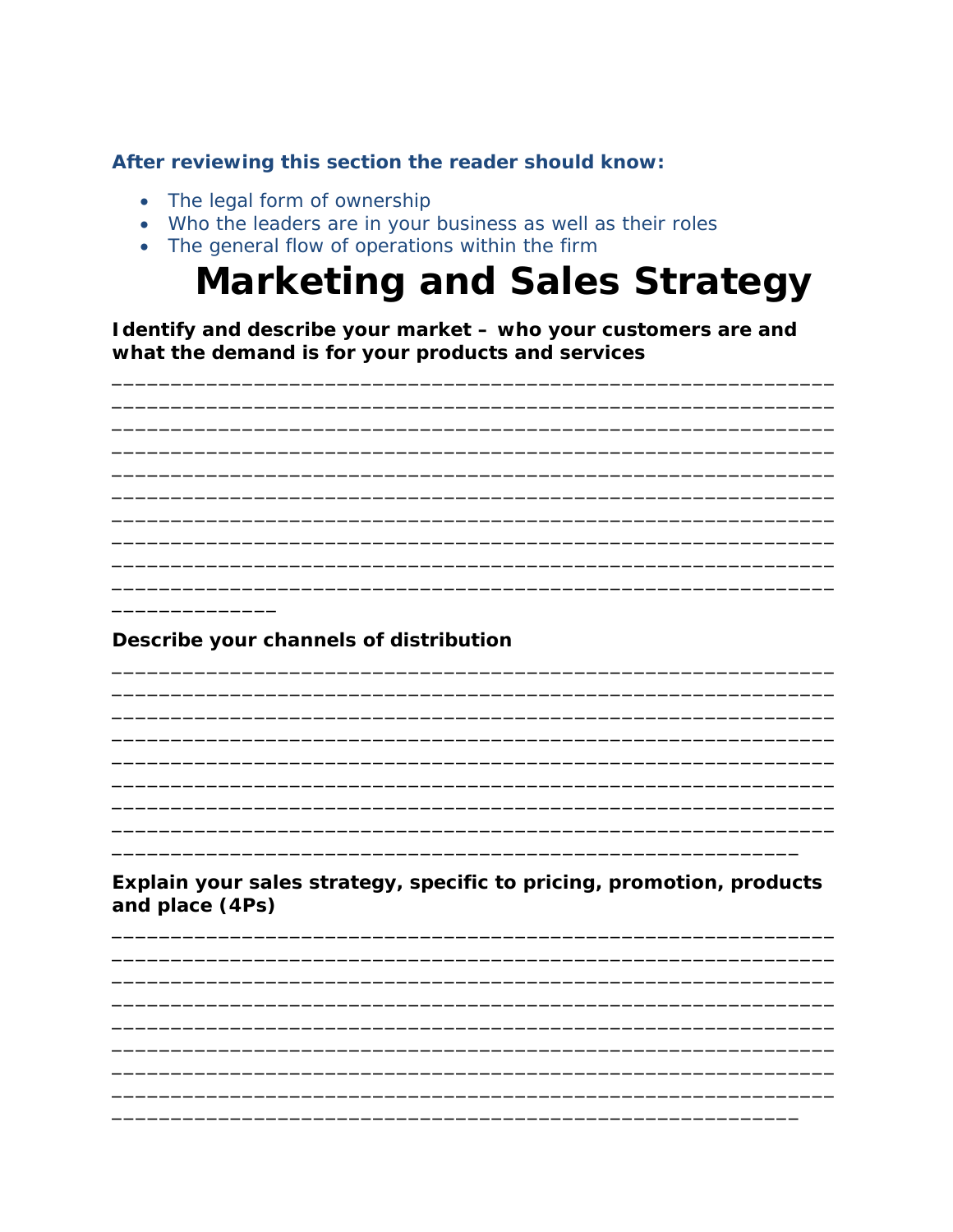**After reviewing this section the reader should know:**

- The legal form of ownership
- Who the leaders are in your business as well as their roles
- The general flow of operations within the firm

# Marketing and Sales Strategy

**Identify and describe your market – who your customers are and what the demand is for your products and services**

____________________________________________________________
____________________________________________________________
____________________________________________________________
____________________________________________________________
____________________________________________________________
____________________________________________________________
____________________________________________________________
____________________________________________________________
____________________________________________________________
____________________________________________________________
______________

**Describe your channels of distribution**

____________________________________________________________
____________________________________________________________
____________________________________________________________
____________________________________________________________
____________________________________________________________
____________________________________________________________
____________________________________________________________
____________________________________________________________
_________________________________________________________

**Explain your sales strategy, specific to pricing, promotion, products and place (4Ps)**

____________________________________________________________
____________________________________________________________
____________________________________________________________
____________________________________________________________
____________________________________________________________
____________________________________________________________
____________________________________________________________
____________________________________________________________
_________________________________________________________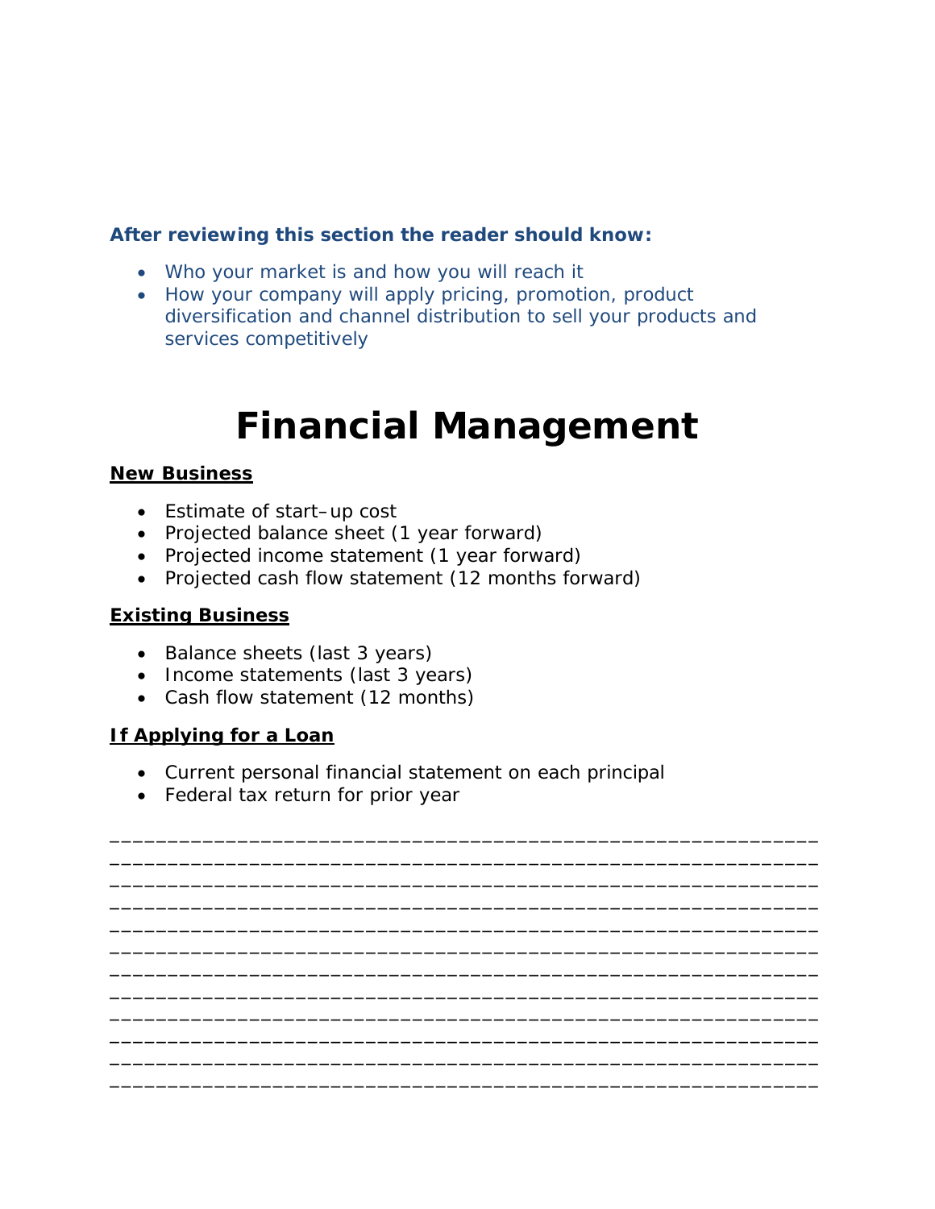**After reviewing this section the reader should know:**

- Who your market is and how you will reach it
- How your company will apply pricing, promotion, product diversification and channel distribution to sell your products and services competitively

# Financial Management

**New Business**

- Estimate of start–up cost
- Projected balance sheet (1 year forward)
- Projected income statement (1 year forward)
- Projected cash flow statement (12 months forward)

**Existing Business**

- Balance sheets (last 3 years)
- Income statements (last 3 years)
- Cash flow statement (12 months)

**If Applying for a Loan**

- Current personal financial statement on each principal
- Federal tax return for prior year

____________________________________________________________
____________________________________________________________
____________________________________________________________
____________________________________________________________
____________________________________________________________
____________________________________________________________
____________________________________________________________
____________________________________________________________
____________________________________________________________
____________________________________________________________
____________________________________________________________
____________________________________________________________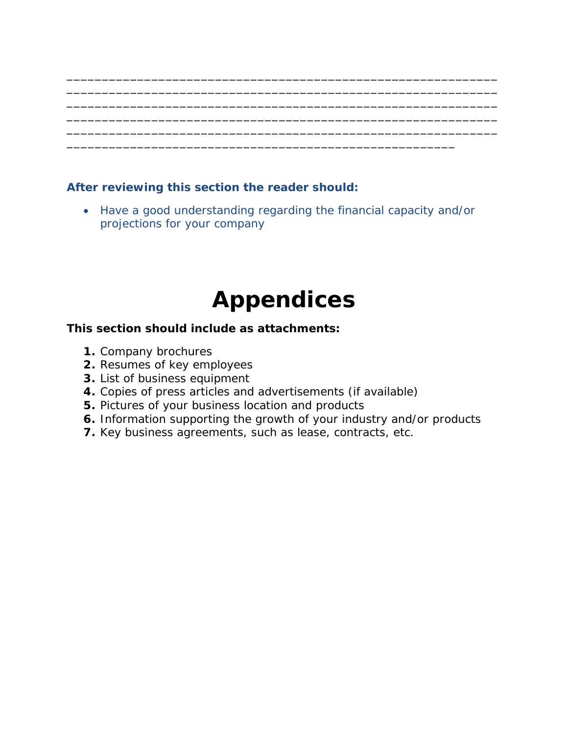\_\_\_\_\_\_\_\_\_\_\_\_\_\_\_\_\_\_\_\_\_\_\_\_\_\_\_\_\_\_\_\_\_\_\_\_\_\_\_\_\_\_\_\_\_\_\_\_\_\_\_\_\_\_\_\_\_\_\_\_\_\_\_\_\_\_
\_\_\_\_\_\_\_\_\_\_\_\_\_\_\_\_\_\_\_\_\_\_\_\_\_\_\_\_\_\_\_\_\_\_\_\_\_\_\_\_\_\_\_\_\_\_\_\_\_\_\_\_\_\_\_\_\_\_\_\_\_\_\_\_\_\_
\_\_\_\_\_\_\_\_\_\_\_\_\_\_\_\_\_\_\_\_\_\_\_\_\_\_\_\_\_\_\_\_\_\_\_\_\_\_\_\_\_\_\_\_\_\_\_\_\_\_\_\_\_\_\_\_\_\_\_\_\_\_\_\_\_\_
\_\_\_\_\_\_\_\_\_\_\_\_\_\_\_\_\_\_\_\_\_\_\_\_\_\_\_\_\_\_\_\_\_\_\_\_\_\_\_\_\_\_\_\_\_\_\_\_\_\_\_\_\_\_\_\_\_\_\_\_\_\_\_\_\_\_
\_\_\_\_\_\_\_\_\_\_\_\_\_\_\_\_\_\_\_\_\_\_\_\_\_\_\_\_\_\_\_\_\_\_\_\_\_\_\_\_\_\_\_\_\_\_\_\_\_\_\_\_\_\_\_\_\_\_\_\_\_\_\_\_\_\_
\_\_\_\_\_\_\_\_\_\_\_\_\_\_\_\_\_\_\_\_\_\_\_\_\_\_\_\_\_\_\_\_\_\_\_\_\_\_\_\_\_\_\_\_\_\_\_\_\_\_\_\_\_\_\_\_\_\_\_\_

**After reviewing this section the reader should:**

- Have a good understanding regarding the financial capacity and/or projections for your company

# Appendices

**This section should include as attachments:**

1. Company brochures
2. Resumes of key employees
3. List of business equipment
4. Copies of press articles and advertisements (if available)
5. Pictures of your business location and products
6. Information supporting the growth of your industry and/or products
7. Key business agreements, such as lease, contracts, etc.